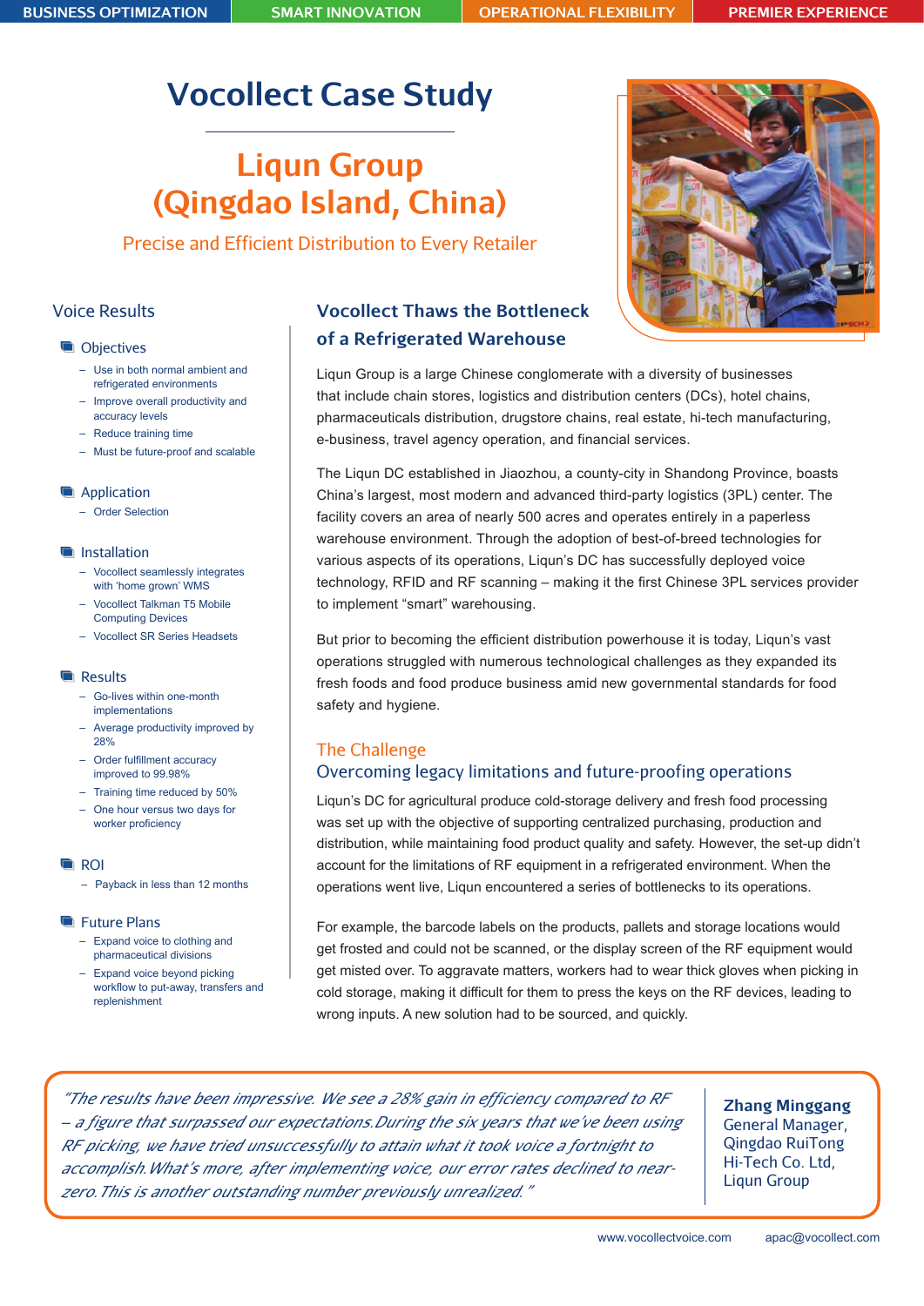BUSINESS OPTIMIZATION | SMART INNOVATION | OPERATIONAL FLEXIBILITY | PREMIER EXPERIENCE

# Vocollect Case Study

# Liqun Group (Qingdao Island, China)

## Precise and Efficient Distribution to Every Retailer

## Voice Results

### Objectives

- Use in both normal ambient and refrigerated environments
- Improve overall productivity and accuracy levels
- Reduce training time
- Must be future-proof and scalable

### Application

- Order Selection

### Installation

- Vocollect seamlessly integrates with 'home grown' WMS
- Vocollect Talkman T5 Mobile Computing Devices
- Vocollect SR Series Headsets

### Results

- Go-lives within one-month implementations
- Average productivity improved by 28%
- Order fulfillment accuracy improved to 99.98%
- Training time reduced by 50%
- One hour versus two days for worker proficiency

### ROI

- Payback in less than 12 months

### Future Plans

- Expand voice to clothing and pharmaceutical divisions
- Expand voice beyond picking workflow to put-away, transfers and replenishment

## Vocollect Thaws the Bottleneck of a Refrigerated Warehouse

Liqun Group is a large Chinese conglomerate with a diversity of businesses that include chain stores, logistics and distribution centers (DCs), hotel chains, pharmaceuticals distribution, drugstore chains, real estate, hi-tech manufacturing, e-business, travel agency operation, and financial services.

The Liqun DC established in Jiaozhou, a county-city in Shandong Province, boasts China's largest, most modern and advanced third-party logistics (3PL) center. The facility covers an area of nearly 500 acres and operates entirely in a paperless warehouse environment. Through the adoption of best-of-breed technologies for various aspects of its operations, Liqun's DC has successfully deployed voice technology, RFID and RF scanning – making it the first Chinese 3PL services provider to implement "smart" warehousing.

But prior to becoming the efficient distribution powerhouse it is today, Liqun's vast operations struggled with numerous technological challenges as they expanded its fresh foods and food produce business amid new governmental standards for food safety and hygiene.

### The Challenge

#### Overcoming legacy limitations and future-proofing operations

Liqun's DC for agricultural produce cold-storage delivery and fresh food processing was set up with the objective of supporting centralized purchasing, production and distribution, while maintaining food product quality and safety. However, the set-up didn't account for the limitations of RF equipment in a refrigerated environment. When the operations went live, Liqun encountered a series of bottlenecks to its operations.

For example, the barcode labels on the products, pallets and storage locations would get frosted and could not be scanned, or the display screen of the RF equipment would get misted over. To aggravate matters, workers had to wear thick gloves when picking in cold storage, making it difficult for them to press the keys on the RF devices, leading to wrong inputs. A new solution had to be sourced, and quickly.

> *"The results have been impressive. We see a 28% gain in efficiency compared to RF – a figure that surpassed our expectations. During the six years that we've been using RF picking, we have tried unsuccessfully to attain what it took voice a fortnight to accomplish. What's more, after implementing voice, our error rates declined to near-zero. This is another outstanding number previously unrealized."*
>
> **Zhang Minggang**
> General Manager,
> Qingdao RuiTong
> Hi-Tech Co. Ltd,
> Liqun Group

www.vocollectvoice.com  apac@vocollect.com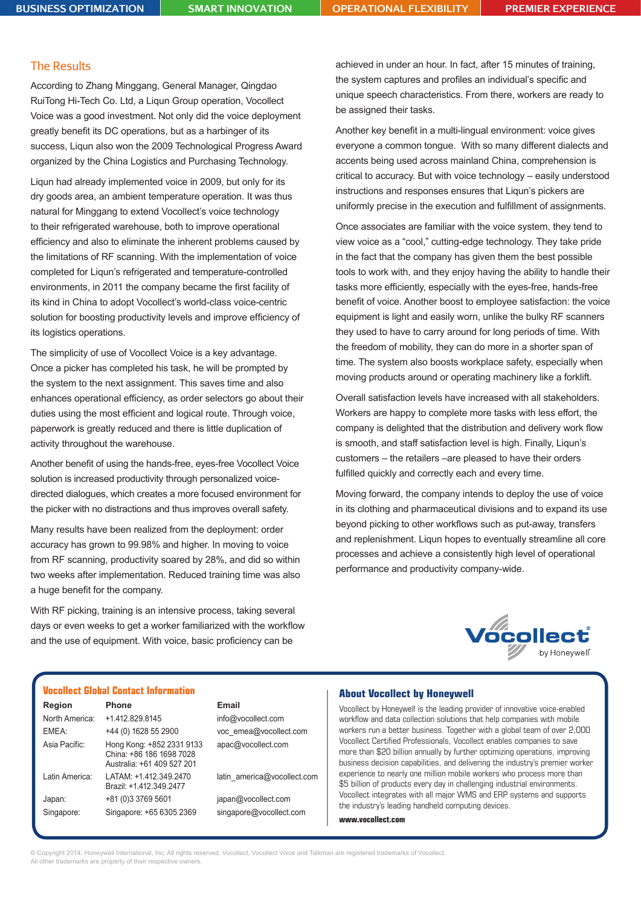## The Results

According to Zhang Minggang, General Manager, Qingdao RuiTong Hi-Tech Co. Ltd, a Liqun Group operation, Vocollect Voice was a good investment. Not only did the voice deployment greatly benefit its DC operations, but as a harbinger of its success, Liqun also won the 2009 Technological Progress Award organized by the China Logistics and Purchasing Technology.

Liqun had already implemented voice in 2009, but only for its dry goods area, an ambient temperature operation. It was thus natural for Minggang to extend Vocollect's voice technology to their refrigerated warehouse, both to improve operational efficiency and also to eliminate the inherent problems caused by the limitations of RF scanning. With the implementation of voice completed for Liqun's refrigerated and temperature-controlled environments, in 2011 the company became the first facility of its kind in China to adopt Vocollect's world-class voice-centric solution for boosting productivity levels and improve efficiency of its logistics operations.

The simplicity of use of Vocollect Voice is a key advantage. Once a picker has completed his task, he will be prompted by the system to the next assignment. This saves time and also enhances operational efficiency, as order selectors go about their duties using the most efficient and logical route. Through voice, paperwork is greatly reduced and there is little duplication of activity throughout the warehouse.

Another benefit of using the hands-free, eyes-free Vocollect Voice solution is increased productivity through personalized voice-directed dialogues, which creates a more focused environment for the picker with no distractions and thus improves overall safety.

Many results have been realized from the deployment: order accuracy has grown to 99.98% and higher. In moving to voice from RF scanning, productivity soared by 28%, and did so within two weeks after implementation. Reduced training time was also a huge benefit for the company.

With RF picking, training is an intensive process, taking several days or even weeks to get a worker familiarized with the workflow and the use of equipment. With voice, basic proficiency can be achieved in under an hour. In fact, after 15 minutes of training, the system captures and profiles an individual's specific and unique speech characteristics. From there, workers are ready to be assigned their tasks.

Another key benefit in a multi-lingual environment: voice gives everyone a common tongue. With so many different dialects and accents being used across mainland China, comprehension is critical to accuracy. But with voice technology – easily understood instructions and responses ensures that Liqun's pickers are uniformly precise in the execution and fulfillment of assignments.

Once associates are familiar with the voice system, they tend to view voice as a "cool," cutting-edge technology. They take pride in the fact that the company has given them the best possible tools to work with, and they enjoy having the ability to handle their tasks more efficiently, especially with the eyes-free, hands-free benefit of voice. Another boost to employee satisfaction: the voice equipment is light and easily worn, unlike the bulky RF scanners they used to have to carry around for long periods of time. With the freedom of mobility, they can do more in a shorter span of time. The system also boosts workplace safety, especially when moving products around or operating machinery like a forklift.

Overall satisfaction levels have increased with all stakeholders. Workers are happy to complete more tasks with less effort, the company is delighted that the distribution and delivery work flow is smooth, and staff satisfaction level is high. Finally, Liqun's customers – the retailers –are pleased to have their orders fulfilled quickly and correctly each and every time.

Moving forward, the company intends to deploy the use of voice in its clothing and pharmaceutical divisions and to expand its use beyond picking to other workflows such as put-away, transfers and replenishment. Liqun hopes to eventually streamline all core processes and achieve a consistently high level of operational performance and productivity company-wide.

Vocollect by Honeywell

### Vocollect Global Contact Information

| Region | Phone | Email |
|---|---|---|
| North America: | +1.412.829.8145 | info@vocollect.com |
| EMEA: | +44 (0) 1628 55 2900 | voc_emea@vocollect.com |
| Asia Pacific: | Hong Kong: +852 2331 9133<br>China: +86 186 1698 7028<br>Australia: +61 409 527 201 | apac@vocollect.com |
| Latin America: | LATAM: +1.412.349.2470<br>Brazil: +1.412.349.2477 | latin_america@vocollect.com |
| Japan: | +81 (0)3 3769 5601 | japan@vocollect.com |
| Singapore: | Singapore: +65 6305 2369 | singapore@vocollect.com |

### About Vocollect by Honeywell

Vocollect by Honeywell is the leading provider of innovative voice-enabled workflow and data collection solutions that help companies with mobile workers run a better business. Together with a global team of over 2,000 Vocollect Certified Professionals, Vocollect enables companies to save more than $20 billion annually by further optimizing operations, improving business decision capabilities, and delivering the industry's premier worker experience to nearly one million mobile workers who process more than $5 billion of products every day in challenging industrial environments. Vocollect integrates with all major WMS and ERP systems and supports the industry's leading handheld computing devices.

**www.vocollect.com**

© Copyright 2014, Honeywell International, Inc. All rights reserved. Vocollect, Vocollect Voice and Talkman are registered trademarks of Vocollect. All other trademarks are property of their respective owners.